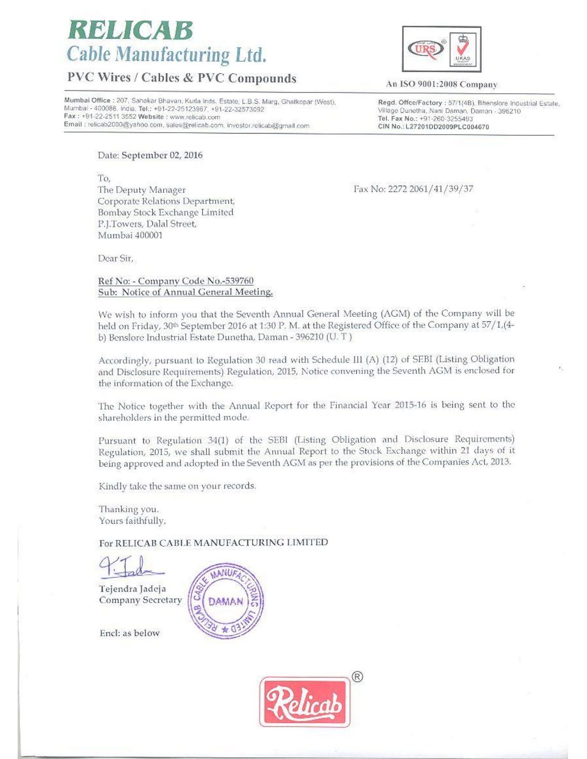# RELICAB
## Cable Manufacturing Ltd.
### PVC Wires / Cables & PVC Compounds

An ISO 9001:2008 Company

**Mumbai Office** : 207, Sahakar Bhavan, Kurla Inds. Estate, L.B.S. Marg, Ghatkopar (West), Mumbai - 400086, India. **Tel.:** +91-22-25123967, +91-22-32573092
**Fax** : +91-22-2511 3552 **Website** : www.relicab.com
**Email** : relicab2000@yahoo.com, sales@relicab.com, investor.relicab@gmail.com

**Regd. Office/Factory** : 57/1(4B), Bhenslore Industrial Estate, Village Dunetha, Nani Daman, Daman - 396210
**Tel. Fax No.:** +91-260-3255493
**CIN No.:** L27201DD2009PLC004670

---

Date: **September 02, 2016**

To,
The Deputy Manager
Corporate Relations Department,
Bombay Stock Exchange Limited
P.J.Towers, Dalal Street,
Mumbai 400001

Fax No: 2272 2061/41/39/37

Dear Sir,

Ref No: - Company Code No.-539760
Sub: Notice of Annual General Meeting.

We wish to inform you that the Seventh Annual General Meeting (AGM) of the Company will be held on Friday, 30th September 2016 at 1:30 P. M. at the Registered Office of the Company at 57/1,(4-b) Benslore Industrial Estate Dunetha, Daman - 396210 (U. T )

Accordingly, pursuant to Regulation 30 read with Schedule III (A) (12) of SEBI (Listing Obligation and Disclosure Requirements) Regulation, 2015, Notice convening the Seventh AGM is enclosed for the information of the Exchange.

The Notice together with the Annual Report for the Financial Year 2015-16 is being sent to the shareholders in the permitted mode.

Pursuant to Regulation 34(1) of the SEBI (Listing Obligation and Disclosure Requirements) Regulation, 2015, we shall submit the Annual Report to the Stock Exchange within 21 days of it being approved and adopted in the Seventh AGM as per the provisions of the Companies Act, 2013.

Kindly take the same on your records.

Thanking you.
Yours faithfully,

For RELICAB CABLE MANUFACTURING LIMITED

Tejendra Jadeja
Company Secretary

Encl: as below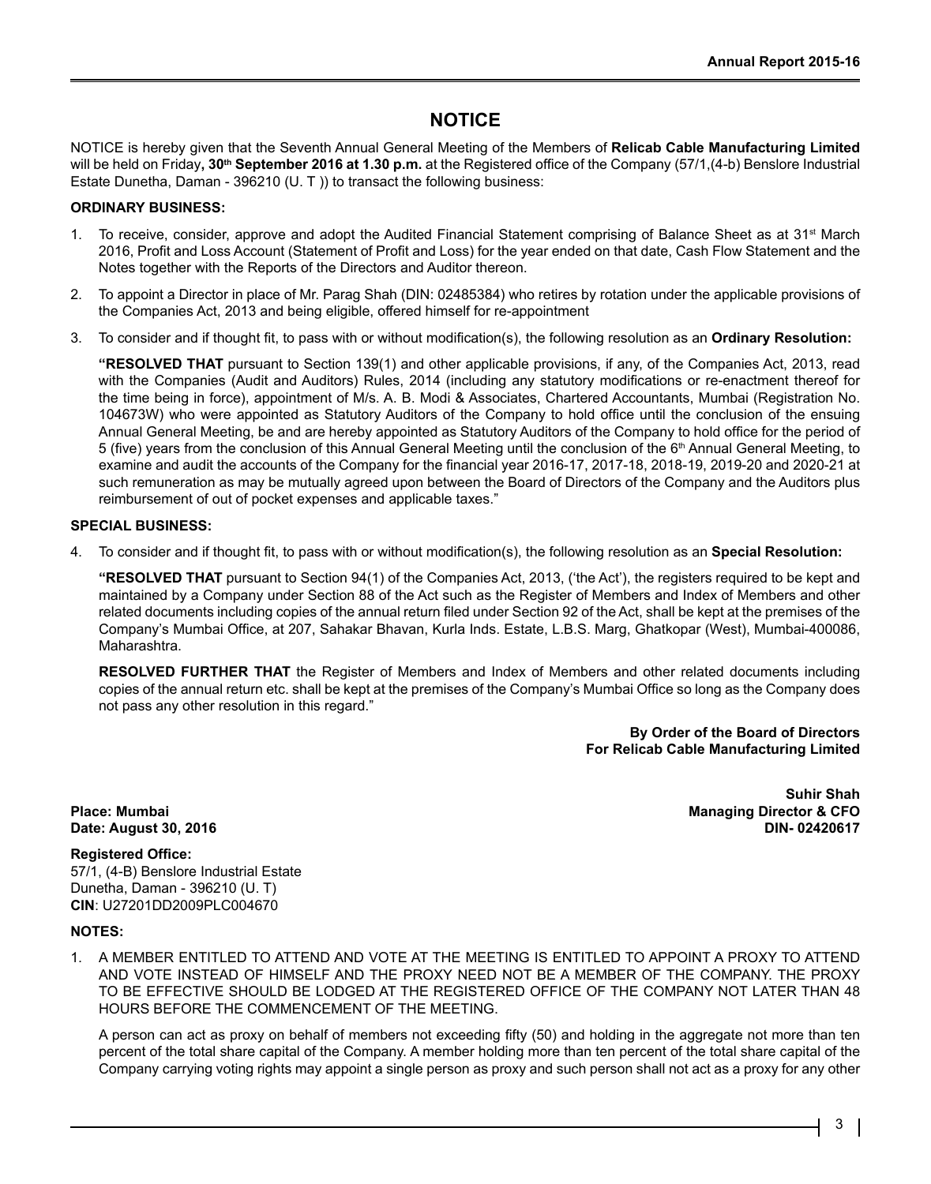# NOTICE

NOTICE is hereby given that the Seventh Annual General Meeting of the Members of **Relicab Cable Manufacturing Limited** will be held on Friday**, 30th September 2016 at 1.30 p.m.** at the Registered office of the Company (57/1,(4-b) Benslore Industrial Estate Dunetha, Daman - 396210 (U. T )) to transact the following business:

**ORDINARY BUSINESS:**

1. To receive, consider, approve and adopt the Audited Financial Statement comprising of Balance Sheet as at 31st March 2016, Profit and Loss Account (Statement of Profit and Loss) for the year ended on that date, Cash Flow Statement and the Notes together with the Reports of the Directors and Auditor thereon.

2. To appoint a Director in place of Mr. Parag Shah (DIN: 02485384) who retires by rotation under the applicable provisions of the Companies Act, 2013 and being eligible, offered himself for re-appointment

3. To consider and if thought fit, to pass with or without modification(s), the following resolution as an **Ordinary Resolution:**

   **"RESOLVED THAT** pursuant to Section 139(1) and other applicable provisions, if any, of the Companies Act, 2013, read with the Companies (Audit and Auditors) Rules, 2014 (including any statutory modifications or re-enactment thereof for the time being in force), appointment of M/s. A. B. Modi & Associates, Chartered Accountants, Mumbai (Registration No. 104673W) who were appointed as Statutory Auditors of the Company to hold office until the conclusion of the ensuing Annual General Meeting, be and are hereby appointed as Statutory Auditors of the Company to hold office for the period of 5 (five) years from the conclusion of this Annual General Meeting until the conclusion of the 6th Annual General Meeting, to examine and audit the accounts of the Company for the financial year 2016-17, 2017-18, 2018-19, 2019-20 and 2020-21 at such remuneration as may be mutually agreed upon between the Board of Directors of the Company and the Auditors plus reimbursement of out of pocket expenses and applicable taxes."

**SPECIAL BUSINESS:**

4. To consider and if thought fit, to pass with or without modification(s), the following resolution as an **Special Resolution:**

   **"RESOLVED THAT** pursuant to Section 94(1) of the Companies Act, 2013, ('the Act'), the registers required to be kept and maintained by a Company under Section 88 of the Act such as the Register of Members and Index of Members and other related documents including copies of the annual return filed under Section 92 of the Act, shall be kept at the premises of the Company's Mumbai Office, at 207, Sahakar Bhavan, Kurla Inds. Estate, L.B.S. Marg, Ghatkopar (West), Mumbai-400086, Maharashtra.

   **RESOLVED FURTHER THAT** the Register of Members and Index of Members and other related documents including copies of the annual return etc. shall be kept at the premises of the Company's Mumbai Office so long as the Company does not pass any other resolution in this regard."

**By Order of the Board of Directors**
**For Relicab Cable Manufacturing Limited**

**Suhir Shah**
**Managing Director & CFO**
**DIN- 02420617**

**Place: Mumbai**
**Date: August 30, 2016**

**Registered Office:**
57/1, (4-B) Benslore Industrial Estate
Dunetha, Daman - 396210 (U. T)
**CIN**: U27201DD2009PLC004670

**NOTES:**

1. A MEMBER ENTITLED TO ATTEND AND VOTE AT THE MEETING IS ENTITLED TO APPOINT A PROXY TO ATTEND AND VOTE INSTEAD OF HIMSELF AND THE PROXY NEED NOT BE A MEMBER OF THE COMPANY. THE PROXY TO BE EFFECTIVE SHOULD BE LODGED AT THE REGISTERED OFFICE OF THE COMPANY NOT LATER THAN 48 HOURS BEFORE THE COMMENCEMENT OF THE MEETING.

   A person can act as proxy on behalf of members not exceeding fifty (50) and holding in the aggregate not more than ten percent of the total share capital of the Company. A member holding more than ten percent of the total share capital of the Company carrying voting rights may appoint a single person as proxy and such person shall not act as a proxy for any other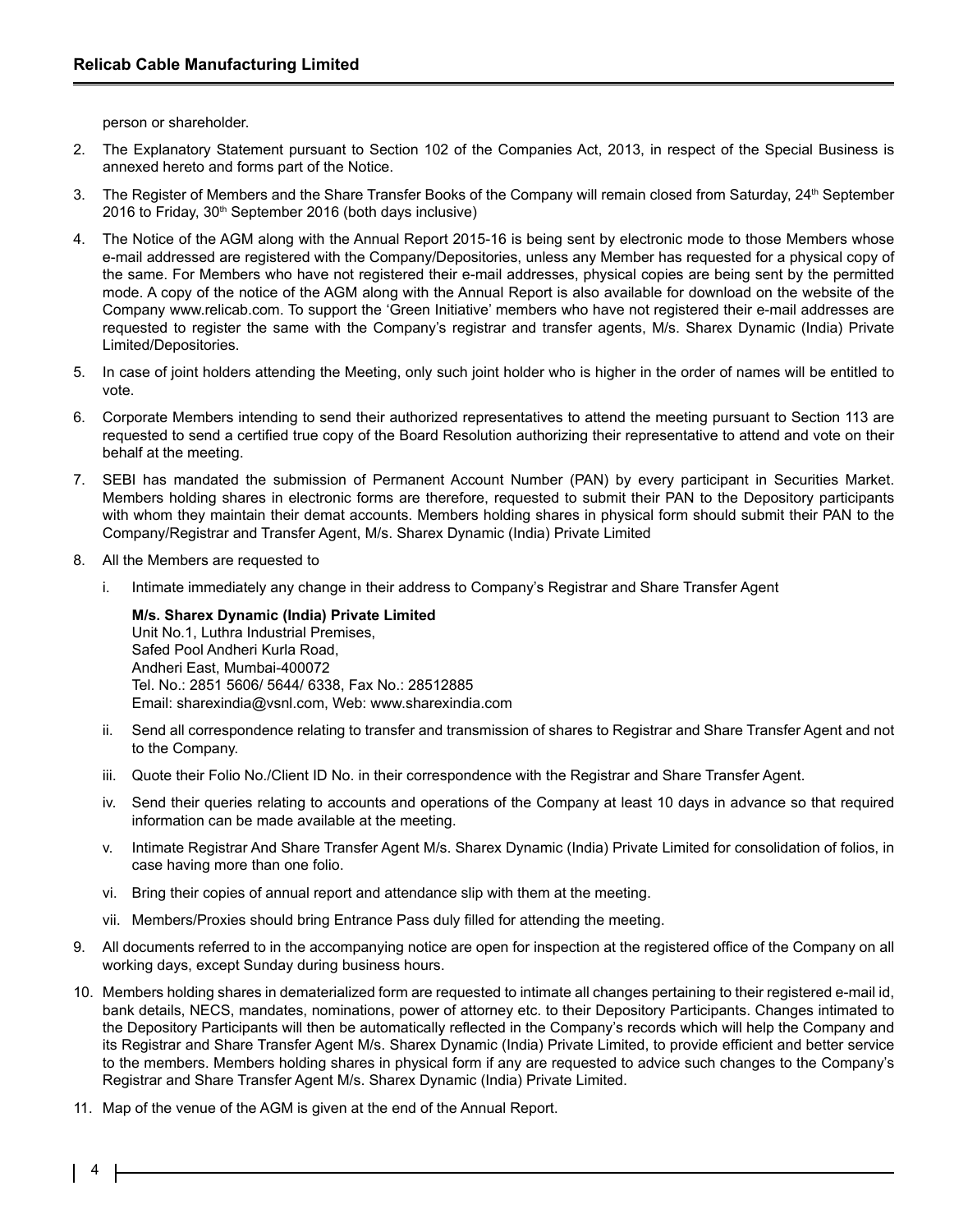person or shareholder.

2. The Explanatory Statement pursuant to Section 102 of the Companies Act, 2013, in respect of the Special Business is annexed hereto and forms part of the Notice.

3. The Register of Members and the Share Transfer Books of the Company will remain closed from Saturday, 24th September 2016 to Friday, 30th September 2016 (both days inclusive)

4. The Notice of the AGM along with the Annual Report 2015-16 is being sent by electronic mode to those Members whose e-mail addressed are registered with the Company/Depositories, unless any Member has requested for a physical copy of the same. For Members who have not registered their e-mail addresses, physical copies are being sent by the permitted mode. A copy of the notice of the AGM along with the Annual Report is also available for download on the website of the Company www.relicab.com. To support the 'Green Initiative' members who have not registered their e-mail addresses are requested to register the same with the Company's registrar and transfer agents, M/s. Sharex Dynamic (India) Private Limited/Depositories.

5. In case of joint holders attending the Meeting, only such joint holder who is higher in the order of names will be entitled to vote.

6. Corporate Members intending to send their authorized representatives to attend the meeting pursuant to Section 113 are requested to send a certified true copy of the Board Resolution authorizing their representative to attend and vote on their behalf at the meeting.

7. SEBI has mandated the submission of Permanent Account Number (PAN) by every participant in Securities Market. Members holding shares in electronic forms are therefore, requested to submit their PAN to the Depository participants with whom they maintain their demat accounts. Members holding shares in physical form should submit their PAN to the Company/Registrar and Transfer Agent, M/s. Sharex Dynamic (India) Private Limited

8. All the Members are requested to

   i. Intimate immediately any change in their address to Company's Registrar and Share Transfer Agent

      **M/s. Sharex Dynamic (India) Private Limited**
      Unit No.1, Luthra Industrial Premises,
      Safed Pool Andheri Kurla Road,
      Andheri East, Mumbai-400072
      Tel. No.: 2851 5606/ 5644/ 6338, Fax No.: 28512885
      Email: sharexindia@vsnl.com, Web: www.sharexindia.com

   ii. Send all correspondence relating to transfer and transmission of shares to Registrar and Share Transfer Agent and not to the Company.

   iii. Quote their Folio No./Client ID No. in their correspondence with the Registrar and Share Transfer Agent.

   iv. Send their queries relating to accounts and operations of the Company at least 10 days in advance so that required information can be made available at the meeting.

   v. Intimate Registrar And Share Transfer Agent M/s. Sharex Dynamic (India) Private Limited for consolidation of folios, in case having more than one folio.

   vi. Bring their copies of annual report and attendance slip with them at the meeting.

   vii. Members/Proxies should bring Entrance Pass duly filled for attending the meeting.

9. All documents referred to in the accompanying notice are open for inspection at the registered office of the Company on all working days, except Sunday during business hours.

10. Members holding shares in dematerialized form are requested to intimate all changes pertaining to their registered e-mail id, bank details, NECS, mandates, nominations, power of attorney etc. to their Depository Participants. Changes intimated to the Depository Participants will then be automatically reflected in the Company's records which will help the Company and its Registrar and Share Transfer Agent M/s. Sharex Dynamic (India) Private Limited, to provide efficient and better service to the members. Members holding shares in physical form if any are requested to advice such changes to the Company's Registrar and Share Transfer Agent M/s. Sharex Dynamic (India) Private Limited.

11. Map of the venue of the AGM is given at the end of the Annual Report.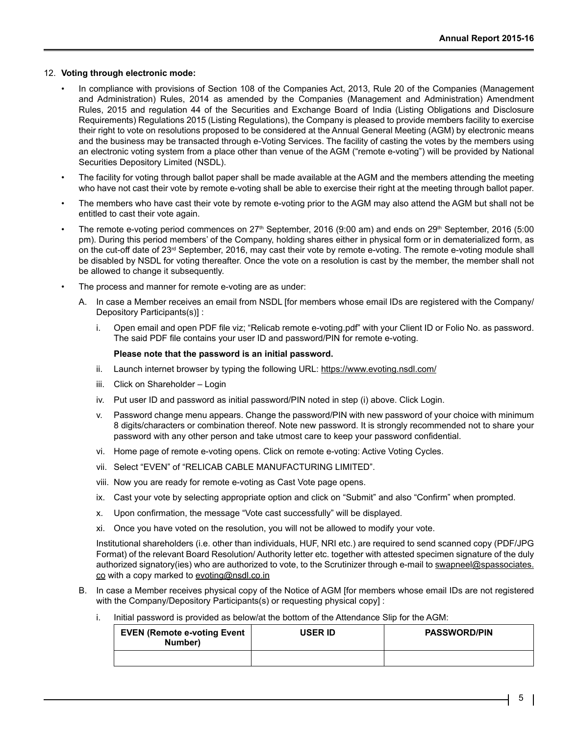12. **Voting through electronic mode:**

- In compliance with provisions of Section 108 of the Companies Act, 2013, Rule 20 of the Companies (Management and Administration) Rules, 2014 as amended by the Companies (Management and Administration) Amendment Rules, 2015 and regulation 44 of the Securities and Exchange Board of India (Listing Obligations and Disclosure Requirements) Regulations 2015 (Listing Regulations), the Company is pleased to provide members facility to exercise their right to vote on resolutions proposed to be considered at the Annual General Meeting (AGM) by electronic means and the business may be transacted through e-Voting Services. The facility of casting the votes by the members using an electronic voting system from a place other than venue of the AGM ("remote e-voting") will be provided by National Securities Depository Limited (NSDL).
- The facility for voting through ballot paper shall be made available at the AGM and the members attending the meeting who have not cast their vote by remote e-voting shall be able to exercise their right at the meeting through ballot paper.
- The members who have cast their vote by remote e-voting prior to the AGM may also attend the AGM but shall not be entitled to cast their vote again.
- The remote e-voting period commences on 27th September, 2016 (9:00 am) and ends on 29th September, 2016 (5:00 pm). During this period members' of the Company, holding shares either in physical form or in dematerialized form, as on the cut-off date of 23rd September, 2016, may cast their vote by remote e-voting. The remote e-voting module shall be disabled by NSDL for voting thereafter. Once the vote on a resolution is cast by the member, the member shall not be allowed to change it subsequently.
- The process and manner for remote e-voting are as under:

  A. In case a Member receives an email from NSDL [for members whose email IDs are registered with the Company/ Depository Participants(s)] :

     i. Open email and open PDF file viz; "Relicab remote e-voting.pdf" with your Client ID or Folio No. as password. The said PDF file contains your user ID and password/PIN for remote e-voting.

        **Please note that the password is an initial password.**

     ii. Launch internet browser by typing the following URL: https://www.evoting.nsdl.com/

     iii. Click on Shareholder – Login

     iv. Put user ID and password as initial password/PIN noted in step (i) above. Click Login.

     v. Password change menu appears. Change the password/PIN with new password of your choice with minimum 8 digits/characters or combination thereof. Note new password. It is strongly recommended not to share your password with any other person and take utmost care to keep your password confidential.

     vi. Home page of remote e-voting opens. Click on remote e-voting: Active Voting Cycles.

     vii. Select "EVEN" of "RELICAB CABLE MANUFACTURING LIMITED".

     viii. Now you are ready for remote e-voting as Cast Vote page opens.

     ix. Cast your vote by selecting appropriate option and click on "Submit" and also "Confirm" when prompted.

     x. Upon confirmation, the message "Vote cast successfully" will be displayed.

     xi. Once you have voted on the resolution, you will not be allowed to modify your vote.

     Institutional shareholders (i.e. other than individuals, HUF, NRI etc.) are required to send scanned copy (PDF/JPG Format) of the relevant Board Resolution/ Authority letter etc. together with attested specimen signature of the duly authorized signatory(ies) who are authorized to vote, to the Scrutinizer through e-mail to swapneel@spassociates.co with a copy marked to evoting@nsdl.co.in

  B. In case a Member receives physical copy of the Notice of AGM [for members whose email IDs are not registered with the Company/Depository Participants(s) or requesting physical copy] :

     i. Initial password is provided as below/at the bottom of the Attendance Slip for the AGM:

| EVEN (Remote e-voting Event Number) | USER ID | PASSWORD/PIN |
|---|---|---|
| | | |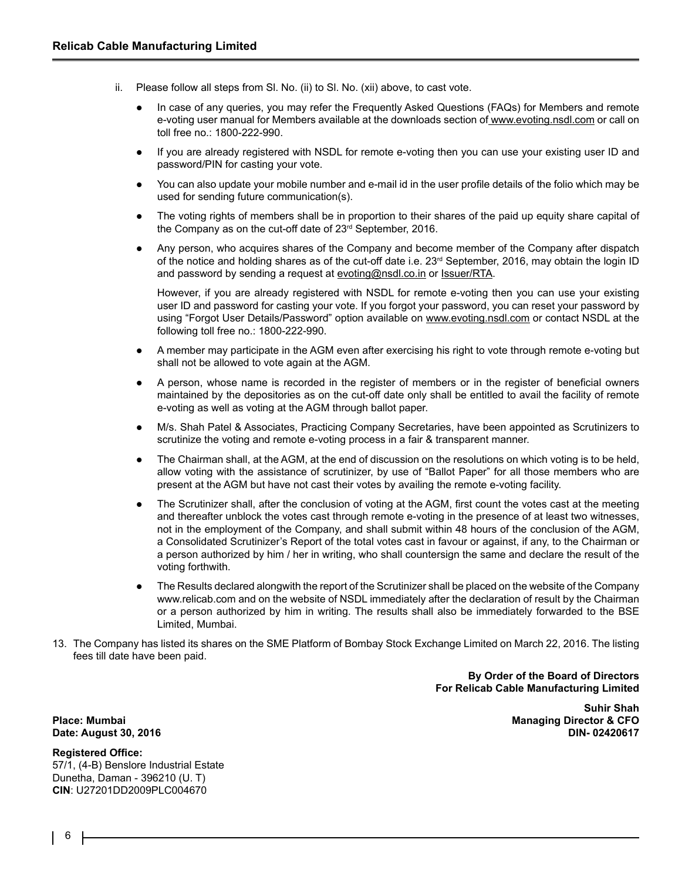ii. Please follow all steps from Sl. No. (ii) to Sl. No. (xii) above, to cast vote.

- In case of any queries, you may refer the Frequently Asked Questions (FAQs) for Members and remote e-voting user manual for Members available at the downloads section of www.evoting.nsdl.com or call on toll free no.: 1800-222-990.
- If you are already registered with NSDL for remote e-voting then you can use your existing user ID and password/PIN for casting your vote.
- You can also update your mobile number and e-mail id in the user profile details of the folio which may be used for sending future communication(s).
- The voting rights of members shall be in proportion to their shares of the paid up equity share capital of the Company as on the cut-off date of 23rd September, 2016.
- Any person, who acquires shares of the Company and become member of the Company after dispatch of the notice and holding shares as of the cut-off date i.e. 23rd September, 2016, may obtain the login ID and password by sending a request at evoting@nsdl.co.in or Issuer/RTA.

  However, if you are already registered with NSDL for remote e-voting then you can use your existing user ID and password for casting your vote. If you forgot your password, you can reset your password by using "Forgot User Details/Password" option available on www.evoting.nsdl.com or contact NSDL at the following toll free no.: 1800-222-990.
- A member may participate in the AGM even after exercising his right to vote through remote e-voting but shall not be allowed to vote again at the AGM.
- A person, whose name is recorded in the register of members or in the register of beneficial owners maintained by the depositories as on the cut-off date only shall be entitled to avail the facility of remote e-voting as well as voting at the AGM through ballot paper.
- M/s. Shah Patel & Associates, Practicing Company Secretaries, have been appointed as Scrutinizers to scrutinize the voting and remote e-voting process in a fair & transparent manner.
- The Chairman shall, at the AGM, at the end of discussion on the resolutions on which voting is to be held, allow voting with the assistance of scrutinizer, by use of "Ballot Paper" for all those members who are present at the AGM but have not cast their votes by availing the remote e-voting facility.
- The Scrutinizer shall, after the conclusion of voting at the AGM, first count the votes cast at the meeting and thereafter unblock the votes cast through remote e-voting in the presence of at least two witnesses, not in the employment of the Company, and shall submit within 48 hours of the conclusion of the AGM, a Consolidated Scrutinizer's Report of the total votes cast in favour or against, if any, to the Chairman or a person authorized by him / her in writing, who shall countersign the same and declare the result of the voting forthwith.
- The Results declared alongwith the report of the Scrutinizer shall be placed on the website of the Company www.relicab.com and on the website of NSDL immediately after the declaration of result by the Chairman or a person authorized by him in writing. The results shall also be immediately forwarded to the BSE Limited, Mumbai.

13. The Company has listed its shares on the SME Platform of Bombay Stock Exchange Limited on March 22, 2016. The listing fees till date have been paid.

**By Order of the Board of Directors**
**For Relicab Cable Manufacturing Limited**

**Suhir Shah**
**Managing Director & CFO**
**DIN- 02420617**

**Place: Mumbai**
**Date: August 30, 2016**

**Registered Office:**
57/1, (4-B) Benslore Industrial Estate
Dunetha, Daman - 396210 (U. T)
**CIN**: U27201DD2009PLC004670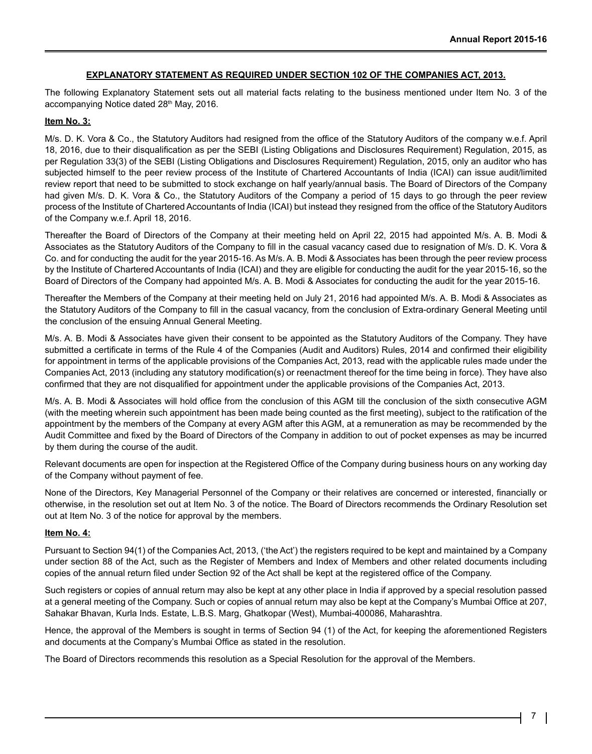## EXPLANATORY STATEMENT AS REQUIRED UNDER SECTION 102 OF THE COMPANIES ACT, 2013.

The following Explanatory Statement sets out all material facts relating to the business mentioned under Item No. 3 of the accompanying Notice dated 28th May, 2016.

### Item No. 3:

M/s. D. K. Vora & Co., the Statutory Auditors had resigned from the office of the Statutory Auditors of the company w.e.f. April 18, 2016, due to their disqualification as per the SEBI (Listing Obligations and Disclosures Requirement) Regulation, 2015, as per Regulation 33(3) of the SEBI (Listing Obligations and Disclosures Requirement) Regulation, 2015, only an auditor who has subjected himself to the peer review process of the Institute of Chartered Accountants of India (ICAI) can issue audit/limited review report that need to be submitted to stock exchange on half yearly/annual basis. The Board of Directors of the Company had given M/s. D. K. Vora & Co., the Statutory Auditors of the Company a period of 15 days to go through the peer review process of the Institute of Chartered Accountants of India (ICAI) but instead they resigned from the office of the Statutory Auditors of the Company w.e.f. April 18, 2016.

Thereafter the Board of Directors of the Company at their meeting held on April 22, 2015 had appointed M/s. A. B. Modi & Associates as the Statutory Auditors of the Company to fill in the casual vacancy cased due to resignation of M/s. D. K. Vora & Co. and for conducting the audit for the year 2015-16. As M/s. A. B. Modi & Associates has been through the peer review process by the Institute of Chartered Accountants of India (ICAI) and they are eligible for conducting the audit for the year 2015-16, so the Board of Directors of the Company had appointed M/s. A. B. Modi & Associates for conducting the audit for the year 2015-16.

Thereafter the Members of the Company at their meeting held on July 21, 2016 had appointed M/s. A. B. Modi & Associates as the Statutory Auditors of the Company to fill in the casual vacancy, from the conclusion of Extra-ordinary General Meeting until the conclusion of the ensuing Annual General Meeting.

M/s. A. B. Modi & Associates have given their consent to be appointed as the Statutory Auditors of the Company. They have submitted a certificate in terms of the Rule 4 of the Companies (Audit and Auditors) Rules, 2014 and confirmed their eligibility for appointment in terms of the applicable provisions of the Companies Act, 2013, read with the applicable rules made under the Companies Act, 2013 (including any statutory modification(s) or reenactment thereof for the time being in force). They have also confirmed that they are not disqualified for appointment under the applicable provisions of the Companies Act, 2013.

M/s. A. B. Modi & Associates will hold office from the conclusion of this AGM till the conclusion of the sixth consecutive AGM (with the meeting wherein such appointment has been made being counted as the first meeting), subject to the ratification of the appointment by the members of the Company at every AGM after this AGM, at a remuneration as may be recommended by the Audit Committee and fixed by the Board of Directors of the Company in addition to out of pocket expenses as may be incurred by them during the course of the audit.

Relevant documents are open for inspection at the Registered Office of the Company during business hours on any working day of the Company without payment of fee.

None of the Directors, Key Managerial Personnel of the Company or their relatives are concerned or interested, financially or otherwise, in the resolution set out at Item No. 3 of the notice. The Board of Directors recommends the Ordinary Resolution set out at Item No. 3 of the notice for approval by the members.

### Item No. 4:

Pursuant to Section 94(1) of the Companies Act, 2013, ('the Act') the registers required to be kept and maintained by a Company under section 88 of the Act, such as the Register of Members and Index of Members and other related documents including copies of the annual return filed under Section 92 of the Act shall be kept at the registered office of the Company.

Such registers or copies of annual return may also be kept at any other place in India if approved by a special resolution passed at a general meeting of the Company. Such or copies of annual return may also be kept at the Company's Mumbai Office at 207, Sahakar Bhavan, Kurla Inds. Estate, L.B.S. Marg, Ghatkopar (West), Mumbai-400086, Maharashtra.

Hence, the approval of the Members is sought in terms of Section 94 (1) of the Act, for keeping the aforementioned Registers and documents at the Company's Mumbai Office as stated in the resolution.

The Board of Directors recommends this resolution as a Special Resolution for the approval of the Members.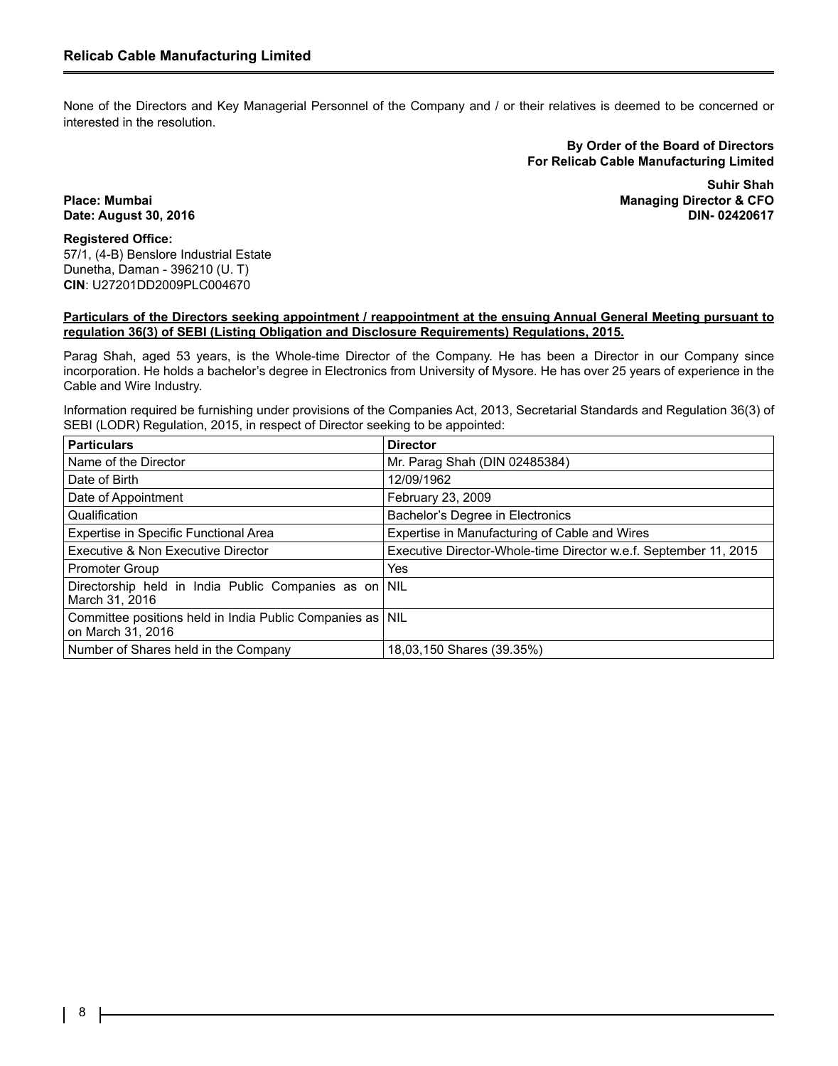None of the Directors and Key Managerial Personnel of the Company and / or their relatives is deemed to be concerned or interested in the resolution.

**By Order of the Board of Directors**
**For Relicab Cable Manufacturing Limited**

**Suhir Shah**
**Managing Director & CFO**
**DIN- 02420617**

**Place: Mumbai**
**Date: August 30, 2016**

**Registered Office:**
57/1, (4-B) Benslore Industrial Estate
Dunetha, Daman - 396210 (U. T)
**CIN**: U27201DD2009PLC004670

**Particulars of the Directors seeking appointment / reappointment at the ensuing Annual General Meeting pursuant to regulation 36(3) of SEBI (Listing Obligation and Disclosure Requirements) Regulations, 2015.**

Parag Shah, aged 53 years, is the Whole-time Director of the Company. He has been a Director in our Company since incorporation. He holds a bachelor's degree in Electronics from University of Mysore. He has over 25 years of experience in the Cable and Wire Industry.

Information required be furnishing under provisions of the Companies Act, 2013, Secretarial Standards and Regulation 36(3) of SEBI (LODR) Regulation, 2015, in respect of Director seeking to be appointed:

| Particulars | Director |
|---|---|
| Name of the Director | Mr. Parag Shah (DIN 02485384) |
| Date of Birth | 12/09/1962 |
| Date of Appointment | February 23, 2009 |
| Qualification | Bachelor's Degree in Electronics |
| Expertise in Specific Functional Area | Expertise in Manufacturing of Cable and Wires |
| Executive & Non Executive Director | Executive Director-Whole-time Director w.e.f. September 11, 2015 |
| Promoter Group | Yes |
| Directorship held in India Public Companies as on March 31, 2016 | NIL |
| Committee positions held in India Public Companies as on March 31, 2016 | NIL |
| Number of Shares held in the Company | 18,03,150 Shares (39.35%) |